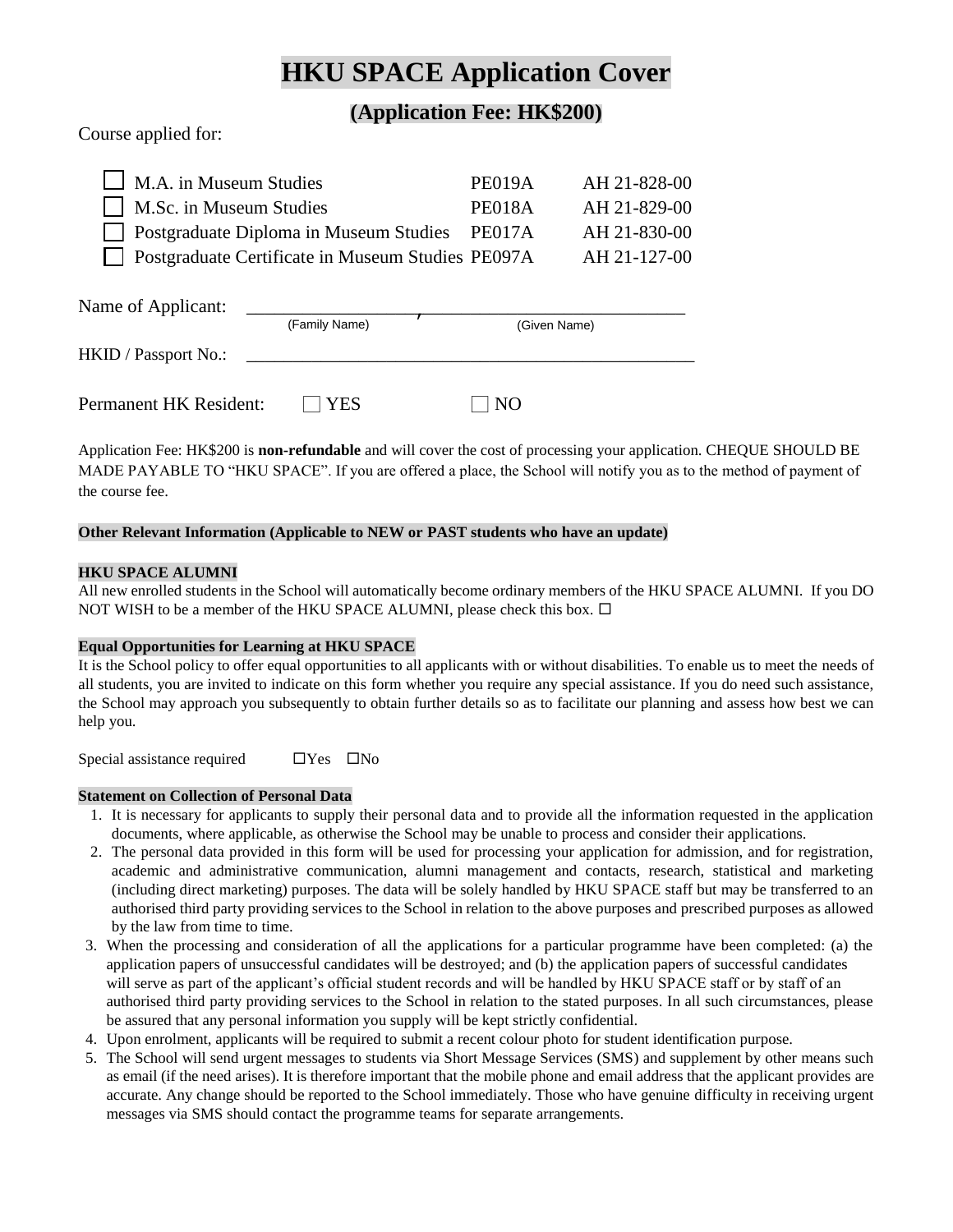# HKU SPACE Application Cover

## (Application Fee: HK$200)

Course applied for:

| | Course | Code | Ref. |
|---|---|---|---|
| ☐ | M.A. in Museum Studies | PE019A | AH 21-828-00 |
| ☐ | M.Sc. in Museum Studies | PE018A | AH 21-829-00 |
| ☐ | Postgraduate Diploma in Museum Studies | PE017A | AH 21-830-00 |
| ☐ | Postgraduate Certificate in Museum Studies | PE097A | AH 21-127-00 |

Name of Applicant: ____________________, ______________________________
(Family Name) (Given Name)

HKID / Passport No.: ______________________________________________________

Permanent HK Resident: ☐ YES ☐ NO

Application Fee: HK$200 is **non-refundable** and will cover the cost of processing your application. CHEQUE SHOULD BE MADE PAYABLE TO "HKU SPACE". If you are offered a place, the School will notify you as to the method of payment of the course fee.

**Other Relevant Information (Applicable to NEW or PAST students who have an update)**

**HKU SPACE ALUMNI**

All new enrolled students in the School will automatically become ordinary members of the HKU SPACE ALUMNI. If you DO NOT WISH to be a member of the HKU SPACE ALUMNI, please check this box. ☐

**Equal Opportunities for Learning at HKU SPACE**

It is the School policy to offer equal opportunities to all applicants with or without disabilities. To enable us to meet the needs of all students, you are invited to indicate on this form whether you require any special assistance. If you do need such assistance, the School may approach you subsequently to obtain further details so as to facilitate our planning and assess how best we can help you.

Special assistance required ☐Yes ☐No

**Statement on Collection of Personal Data**

1. It is necessary for applicants to supply their personal data and to provide all the information requested in the application documents, where applicable, as otherwise the School may be unable to process and consider their applications.
2. The personal data provided in this form will be used for processing your application for admission, and for registration, academic and administrative communication, alumni management and contacts, research, statistical and marketing (including direct marketing) purposes. The data will be solely handled by HKU SPACE staff but may be transferred to an authorised third party providing services to the School in relation to the above purposes and prescribed purposes as allowed by the law from time to time.
3. When the processing and consideration of all the applications for a particular programme have been completed: (a) the application papers of unsuccessful candidates will be destroyed; and (b) the application papers of successful candidates will serve as part of the applicant's official student records and will be handled by HKU SPACE staff or by staff of an authorised third party providing services to the School in relation to the stated purposes. In all such circumstances, please be assured that any personal information you supply will be kept strictly confidential.
4. Upon enrolment, applicants will be required to submit a recent colour photo for student identification purpose.
5. The School will send urgent messages to students via Short Message Services (SMS) and supplement by other means such as email (if the need arises). It is therefore important that the mobile phone and email address that the applicant provides are accurate. Any change should be reported to the School immediately. Those who have genuine difficulty in receiving urgent messages via SMS should contact the programme teams for separate arrangements.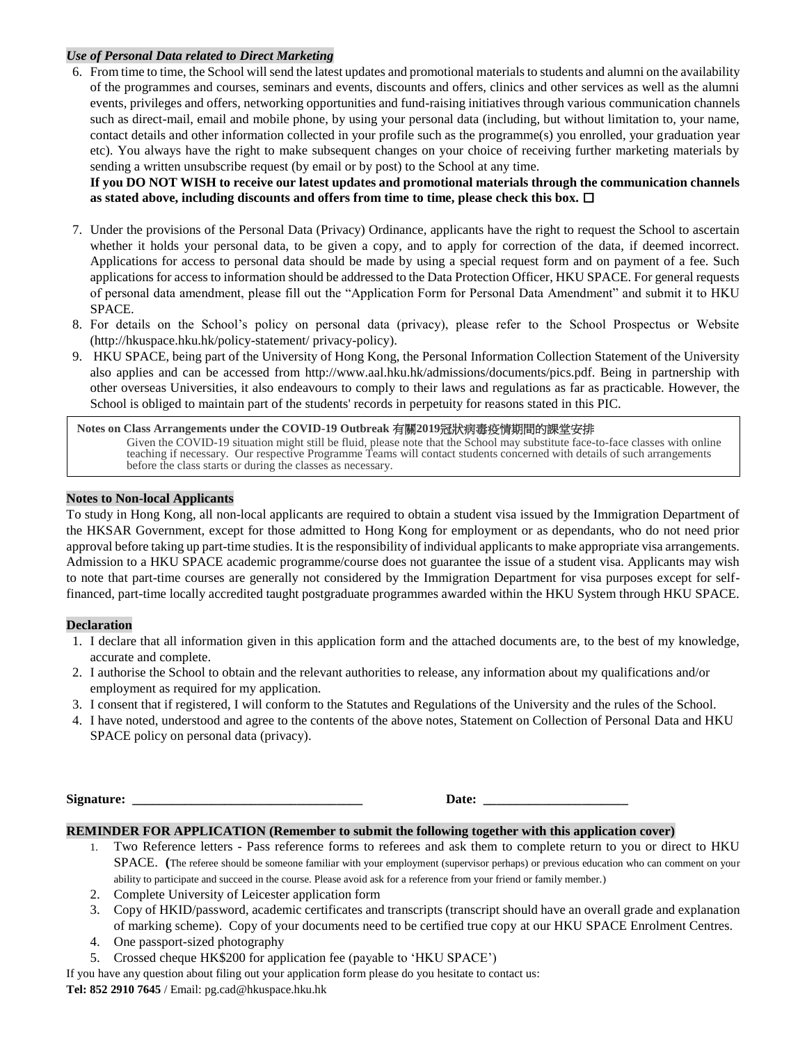***Use of Personal Data related to Direct Marketing***

6. From time to time, the School will send the latest updates and promotional materials to students and alumni on the availability of the programmes and courses, seminars and events, discounts and offers, clinics and other services as well as the alumni events, privileges and offers, networking opportunities and fund-raising initiatives through various communication channels such as direct-mail, email and mobile phone, by using your personal data (including, but without limitation to, your name, contact details and other information collected in your profile such as the programme(s) you enrolled, your graduation year etc). You always have the right to make subsequent changes on your choice of receiving further marketing materials by sending a written unsubscribe request (by email or by post) to the School at any time.
   **If you DO NOT WISH to receive our latest updates and promotional materials through the communication channels as stated above, including discounts and offers from time to time, please check this box.** ☐

7. Under the provisions of the Personal Data (Privacy) Ordinance, applicants have the right to request the School to ascertain whether it holds your personal data, to be given a copy, and to apply for correction of the data, if deemed incorrect. Applications for access to personal data should be made by using a special request form and on payment of a fee. Such applications for access to information should be addressed to the Data Protection Officer, HKU SPACE. For general requests of personal data amendment, please fill out the "Application Form for Personal Data Amendment" and submit it to HKU SPACE.
8. For details on the School's policy on personal data (privacy), please refer to the School Prospectus or Website (http://hkuspace.hku.hk/policy-statement/ privacy-policy).
9. HKU SPACE, being part of the University of Hong Kong, the Personal Information Collection Statement of the University also applies and can be accessed from http://www.aal.hku.hk/admissions/documents/pics.pdf. Being in partnership with other overseas Universities, it also endeavours to comply to their laws and regulations as far as practicable. However, the School is obliged to maintain part of the students' records in perpetuity for reasons stated in this PIC.

**Notes on Class Arrangements under the COVID-19 Outbreak 有關2019冠狀病毒疫情期間的課堂安排**

Given the COVID-19 situation might still be fluid, please note that the School may substitute face-to-face classes with online teaching if necessary. Our respective Programme Teams will contact students concerned with details of such arrangements before the class starts or during the classes as necessary.

**Notes to Non-local Applicants**

To study in Hong Kong, all non-local applicants are required to obtain a student visa issued by the Immigration Department of the HKSAR Government, except for those admitted to Hong Kong for employment or as dependants, who do not need prior approval before taking up part-time studies. It is the responsibility of individual applicants to make appropriate visa arrangements. Admission to a HKU SPACE academic programme/course does not guarantee the issue of a student visa. Applicants may wish to note that part-time courses are generally not considered by the Immigration Department for visa purposes except for self-financed, part-time locally accredited taught postgraduate programmes awarded within the HKU System through HKU SPACE.

**Declaration**

1. I declare that all information given in this application form and the attached documents are, to the best of my knowledge, accurate and complete.
2. I authorise the School to obtain and the relevant authorities to release, any information about my qualifications and/or employment as required for my application.
3. I consent that if registered, I will conform to the Statutes and Regulations of the University and the rules of the School.
4. I have noted, understood and agree to the contents of the above notes, Statement on Collection of Personal Data and HKU SPACE policy on personal data (privacy).

**Signature: ___________________________________** **Date: ______________________**

**REMINDER FOR APPLICATION (Remember to submit the following together with this application cover)**

1. Two Reference letters - Pass reference forms to referees and ask them to complete return to you or direct to HKU SPACE. **(**The referee should be someone familiar with your employment (supervisor perhaps) or previous education who can comment on your ability to participate and succeed in the course. Please avoid ask for a reference from your friend or family member.)
2. Complete University of Leicester application form
3. Copy of HKID/password, academic certificates and transcripts (transcript should have an overall grade and explanation of marking scheme). Copy of your documents need to be certified true copy at our HKU SPACE Enrolment Centres.
4. One passport-sized photography
5. Crossed cheque HK$200 for application fee (payable to 'HKU SPACE')

If you have any question about filing out your application form please do you hesitate to contact us:

**Tel: 852 2910 7645** / Email: pg.cad@hkuspace.hku.hk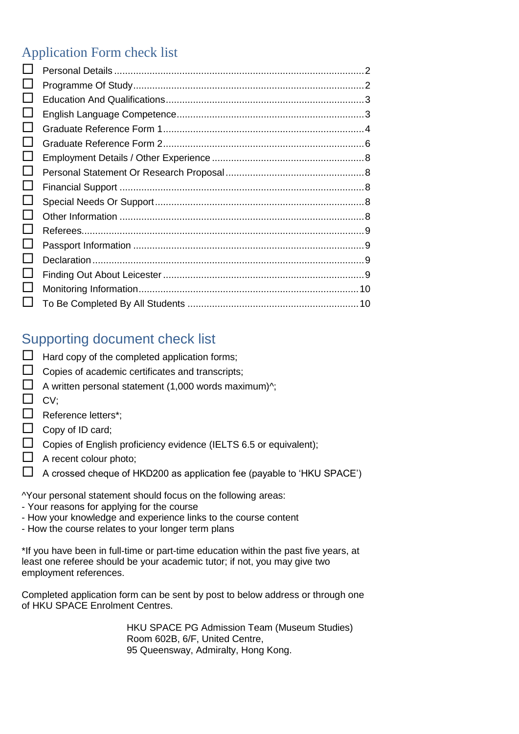## Application Form check list

- ☐ Personal Details ........................................................................................2
- ☐ Programme Of Study.................................................................................2
- ☐ Education And Qualifications.....................................................................3
- ☐ English Language Competence.................................................................3
- ☐ Graduate Reference Form 1......................................................................4
- ☐ Graduate Reference Form 2......................................................................6
- ☐ Employment Details / Other Experience ....................................................8
- ☐ Personal Statement Or Research Proposal................................................8
- ☐ Financial Support ......................................................................................8
- ☐ Special Needs Or Support.........................................................................8
- ☐ Other Information ......................................................................................8
- ☐ Referees....................................................................................................9
- ☐ Passport Information .................................................................................9
- ☐ Declaration................................................................................................9
- ☐ Finding Out About Leicester.......................................................................9
- ☐ Monitoring Information.............................................................................10
- ☐ To Be Completed By All Students ...........................................................10

## Supporting document check list

- ☐ Hard copy of the completed application forms;
- ☐ Copies of academic certificates and transcripts;
- ☐ A written personal statement (1,000 words maximum)^;
- ☐ CV;
- ☐ Reference letters*;
- ☐ Copy of ID card;
- ☐ Copies of English proficiency evidence (IELTS 6.5 or equivalent);
- ☐ A recent colour photo;
- ☐ A crossed cheque of HKD200 as application fee (payable to 'HKU SPACE')

^Your personal statement should focus on the following areas:
- Your reasons for applying for the course
- How your knowledge and experience links to the course content
- How the course relates to your longer term plans

*If you have been in full-time or part-time education within the past five years, at least one referee should be your academic tutor; if not, you may give two employment references.

Completed application form can be sent by post to below address or through one of HKU SPACE Enrolment Centres.

HKU SPACE PG Admission Team (Museum Studies)
Room 602B, 6/F, United Centre,
95 Queensway, Admiralty, Hong Kong.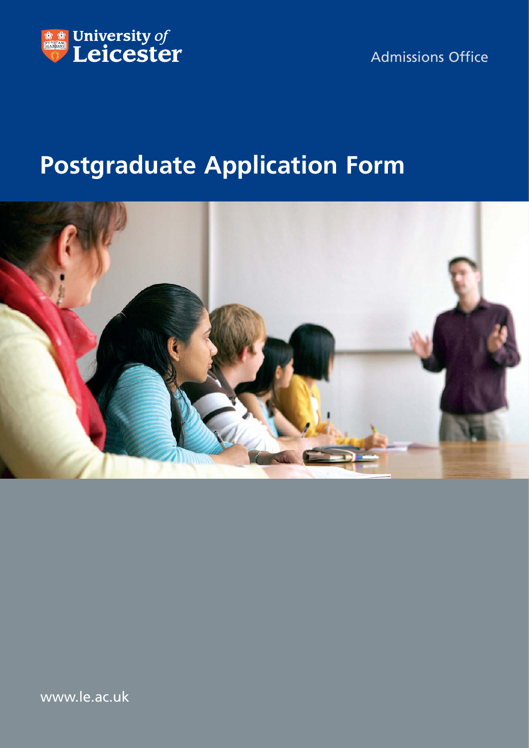University *of* Leicester

Admissions Office

# Postgraduate Application Form

www.le.ac.uk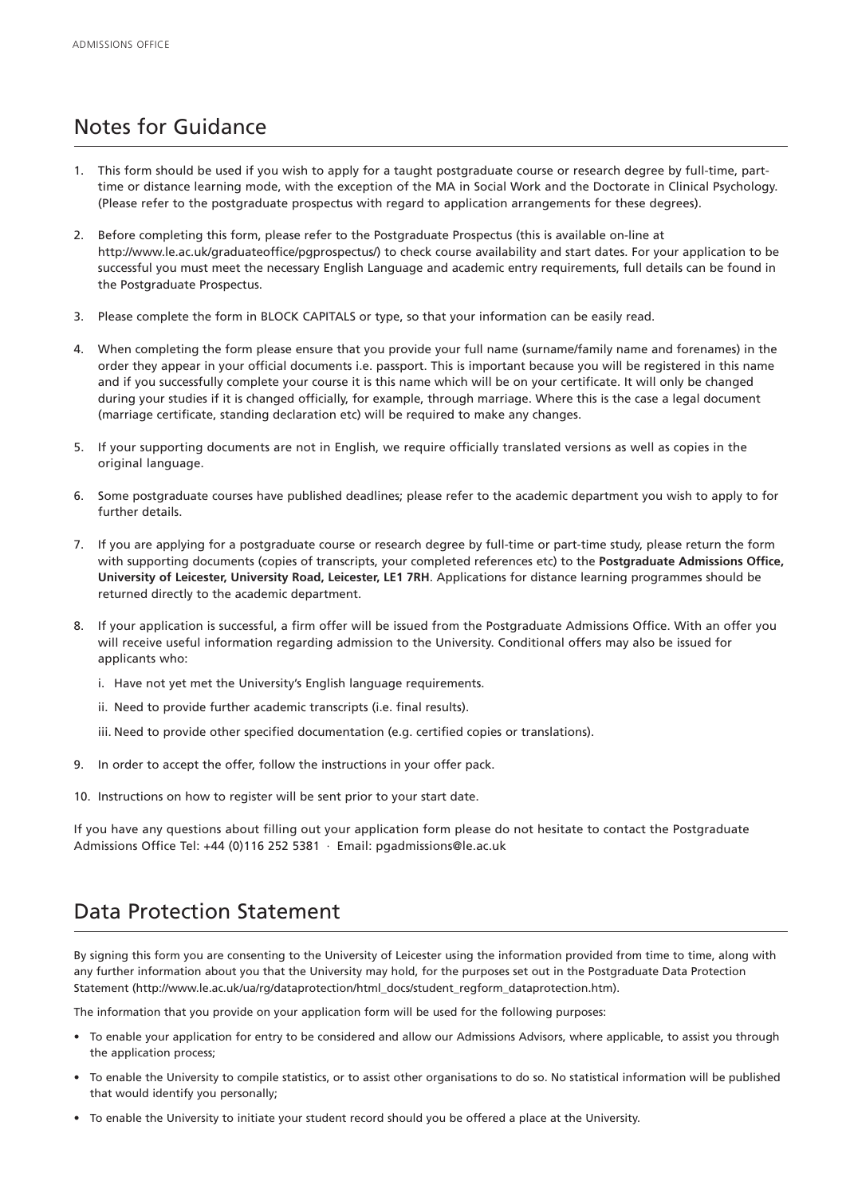## Notes for Guidance

1. This form should be used if you wish to apply for a taught postgraduate course or research degree by full-time, part-time or distance learning mode, with the exception of the MA in Social Work and the Doctorate in Clinical Psychology. (Please refer to the postgraduate prospectus with regard to application arrangements for these degrees).

2. Before completing this form, please refer to the Postgraduate Prospectus (this is available on-line at http://www.le.ac.uk/graduateoffice/pgprospectus/) to check course availability and start dates. For your application to be successful you must meet the necessary English Language and academic entry requirements, full details can be found in the Postgraduate Prospectus.

3. Please complete the form in BLOCK CAPITALS or type, so that your information can be easily read.

4. When completing the form please ensure that you provide your full name (surname/family name and forenames) in the order they appear in your official documents i.e. passport. This is important because you will be registered in this name and if you successfully complete your course it is this name which will be on your certificate. It will only be changed during your studies if it is changed officially, for example, through marriage. Where this is the case a legal document (marriage certificate, standing declaration etc) will be required to make any changes.

5. If your supporting documents are not in English, we require officially translated versions as well as copies in the original language.

6. Some postgraduate courses have published deadlines; please refer to the academic department you wish to apply to for further details.

7. If you are applying for a postgraduate course or research degree by full-time or part-time study, please return the form with supporting documents (copies of transcripts, your completed references etc) to the **Postgraduate Admissions Office, University of Leicester, University Road, Leicester, LE1 7RH**. Applications for distance learning programmes should be returned directly to the academic department.

8. If your application is successful, a firm offer will be issued from the Postgraduate Admissions Office. With an offer you will receive useful information regarding admission to the University. Conditional offers may also be issued for applicants who:

   i. Have not yet met the University's English language requirements.

   ii. Need to provide further academic transcripts (i.e. final results).

   iii. Need to provide other specified documentation (e.g. certified copies or translations).

9. In order to accept the offer, follow the instructions in your offer pack.

10. Instructions on how to register will be sent prior to your start date.

If you have any questions about filling out your application form please do not hesitate to contact the Postgraduate Admissions Office Tel: +44 (0)116 252 5381 · Email: pgadmissions@le.ac.uk

## Data Protection Statement

By signing this form you are consenting to the University of Leicester using the information provided from time to time, along with any further information about you that the University may hold, for the purposes set out in the Postgraduate Data Protection Statement (http://www.le.ac.uk/ua/rg/dataprotection/html_docs/student_regform_dataprotection.htm).

The information that you provide on your application form will be used for the following purposes:

- To enable your application for entry to be considered and allow our Admissions Advisors, where applicable, to assist you through the application process;
- To enable the University to compile statistics, or to assist other organisations to do so. No statistical information will be published that would identify you personally;
- To enable the University to initiate your student record should you be offered a place at the University.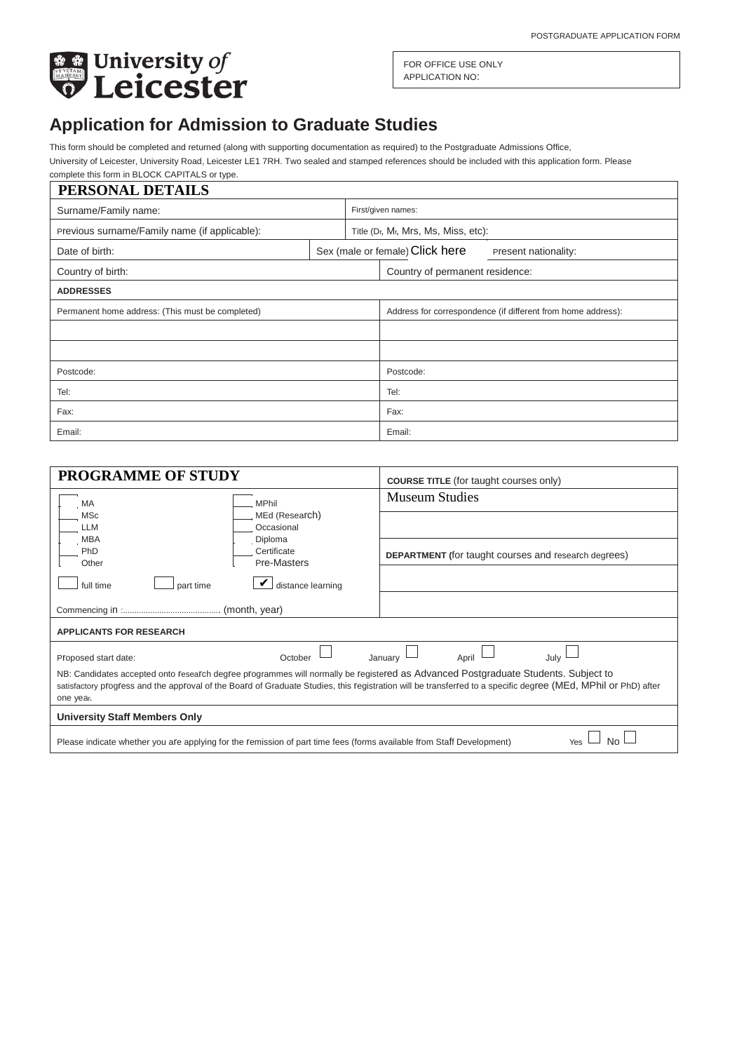POSTGRADUATE APPLICATION FORM

University of Leicester

| FOR OFFICE USE ONLY |
|---|
| APPLICATION NO: |

# Application for Admission to Graduate Studies

This form should be completed and returned (along with supporting documentation as required) to the Postgraduate Admissions Office, University of Leicester, University Road, Leicester LE1 7RH. Two sealed and stamped references should be included with this application form. Please complete this form in BLOCK CAPITALS or type.

| PERSONAL DETAILS | | |
|---|---|---|
| Surname/Family name: | First/given names: | |
| Previous surname/Family name (if applicable): | Title (Dr, Mr, Mrs, Ms, Miss, etc): | |
| Date of birth: | Sex (male or female) Click here | Present nationality: |
| Country of birth: | Country of permanent residence: | |
| **ADDRESSES** | | |
| Permanent home address: (This must be completed) | Address for correspondence (if different from home address): | |
| | | |
| | | |
| Postcode: | Postcode: | |
| Tel: | Tel: | |
| Fax: | Fax: | |
| Email: | Email: | |

| PROGRAMME OF STUDY | **COURSE TITLE** (for taught courses only) |
|---|---|
| ☐ MA ☐ MSc ☐ LLM ☐ MBA ☐ PhD ☐ Other ☐ MPhil ☐ MEd (Research) ☐ Occasional ☐ Diploma ☐ Certificate ☐ Pre-Masters | Museum Studies |
| | |
| | **DEPARTMENT** (for taught courses and research degrees) |
| ☐ full time ☐ part time ☑ distance learning | |
| Commencing in :........................................ (month, year) | |

| APPLICANTS FOR RESEARCH |
|---|
| Proposed start date: October ☐ January ☐ April ☐ July ☐ |
| NB: Candidates accepted onto research degree programmes will normally be registered as Advanced Postgraduate Students. Subject to satisfactory progress and the approval of the Board of Graduate Studies, this registration will be transferred to a specific degree (MEd, MPhil or PhD) after one year. |
| **University Staff Members Only** |
| Please indicate whether you are applying for the remission of part time fees (forms available from Staff Development) Yes ☐ No ☐ |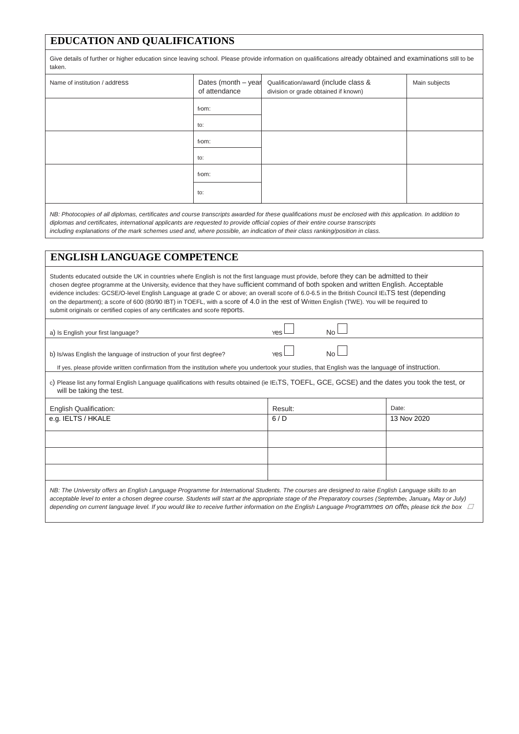## EDUCATION AND QUALIFICATIONS

Give details of further or higher education since leaving school. Please provide information on qualifications already obtained and examinations still to be taken.

| Name of institution / address | Dates (month – year of attendance | Qualification/award (include class & division or grade obtained if known) | Main subjects |
|---|---|---|---|
| | from: | | |
| | to: | | |
| | from: | | |
| | to: | | |
| | from: | | |
| | to: | | |

*NB: Photocopies of all diplomas, certificates and course transcripts awarded for these qualifications must be enclosed with this application. In addition to diplomas and certificates, international applicants are requested to provide official copies of their entire course transcripts including explanations of the mark schemes used and, where possible, an indication of their class ranking/position in class.*

## ENGLISH LANGUAGE COMPETENCE

Students educated outside the UK in countries where English is not the first language must provide, before they can be admitted to their chosen degree programme at the University, evidence that they have sufficient command of both spoken and written English. Acceptable evidence includes: GCSE/O-level English Language at grade C or above; an overall score of 6.0-6.5 in the British Council IELTS test (depending on the department); a score of 600 (80/90 IBT) in TOEFL, with a score of 4.0 in the Test of Written English (TWE). You will be required to submit originals or certified copies of any certificates and score reports.

a) Is English your first language? Yes ☐ No ☐

b) Is/was English the language of instruction of your first degree? Yes ☐ No ☐

If yes, please provide written confirmation from the institution where you undertook your studies, that English was the language of instruction.

c) Please list any formal English Language qualifications with results obtained (ie IELTS, TOEFL, GCE, GCSE) and the dates you took the test, or will be taking the test.

| English Qualification: | Result: | Date: |
|---|---|---|
| e.g. IELTS / HKALE | 6 / D | 13 Nov 2020 |
| | | |
| | | |
| | | |

*NB: The University offers an English Language Programme for International Students. The courses are designed to raise English Language skills to an acceptable level to enter a chosen degree course. Students will start at the appropriate stage of the Preparatory courses (September, January, May or July) depending on current language level. If you would like to receive further information on the English Language Programmes on offer, please tick the box* ☐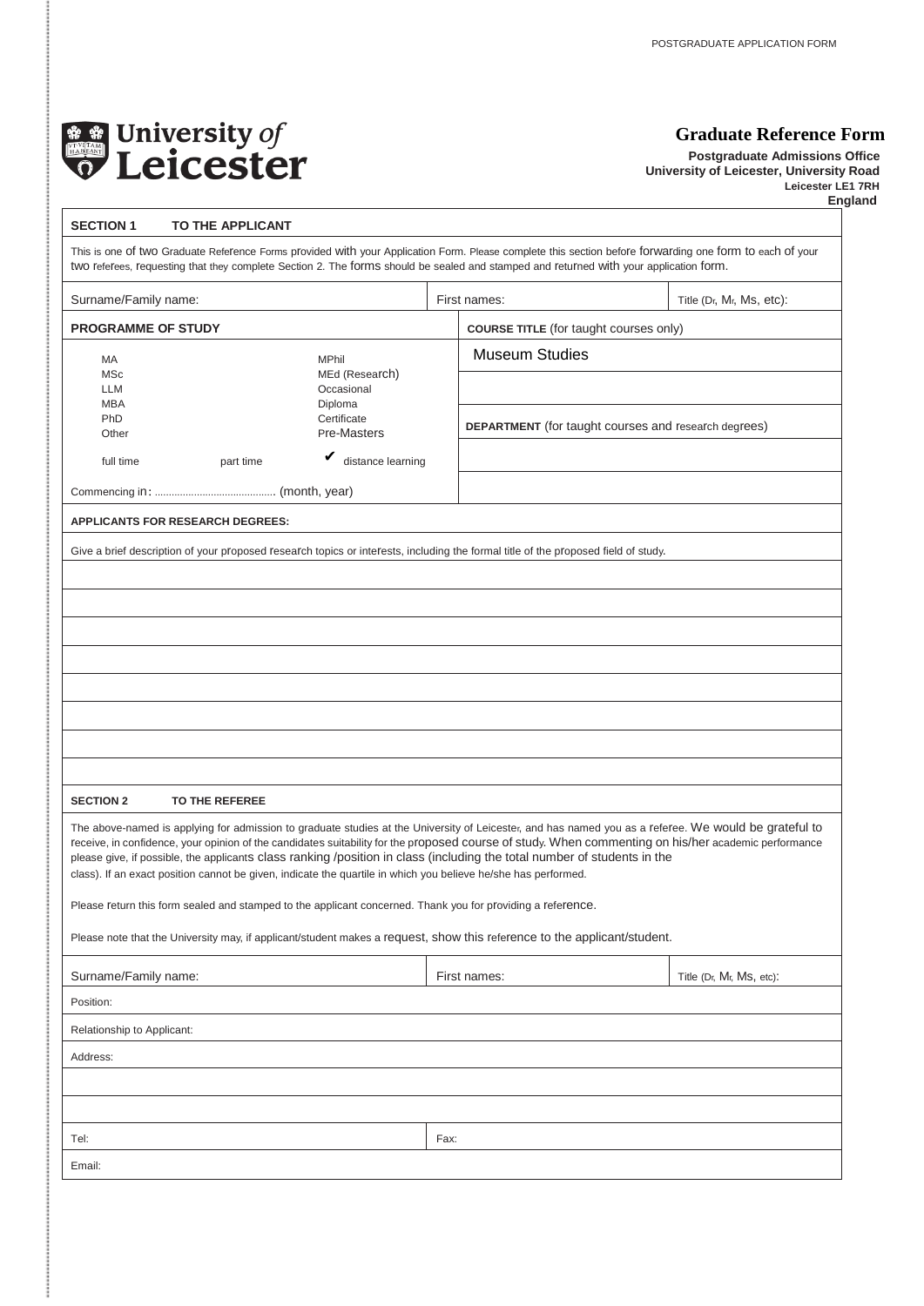University of Leicester

# Graduate Reference Form

**Postgraduate Admissions Office**
**University of Leicester, University Road**
**Leicester LE1 7RH**
**England**

## SECTION 1 TO THE APPLICANT

This is one of two Graduate Reference Forms provided with your Application Form. Please complete this section before forwarding one form to each of your two referees, requesting that they complete Section 2. The forms should be sealed and stamped and returned with your application form.

| Surname/Family name: | First names: | Title (Dr, Mr, Ms, etc): |
|---|---|---|

| **PROGRAMME OF STUDY** | **COURSE TITLE** (for taught courses only) |
|---|---|
| MA / MSc / LLM / MBA / PhD / Other; MPhil / MEd (Research) / Occasional / Diploma / Certificate / Pre-Masters | Museum Studies |
| full time / part time / ✔ distance learning | **DEPARTMENT** (for taught courses and research degrees) |
| Commencing in: .......................................... (month, year) | |

**APPLICANTS FOR RESEARCH DEGREES:**

Give a brief description of your proposed research topics or interests, including the formal title of the proposed field of study.

## SECTION 2 TO THE REFEREE

The above-named is applying for admission to graduate studies at the University of Leicester, and has named you as a referee. We would be grateful to receive, in confidence, your opinion of the candidates suitability for the proposed course of study. When commenting on his/her academic performance please give, if possible, the applicants class ranking /position in class (including the total number of students in the class). If an exact position cannot be given, indicate the quartile in which you believe he/she has performed.

Please return this form sealed and stamped to the applicant concerned. Thank you for providing a reference.

Please note that the University may, if applicant/student makes a request, show this reference to the applicant/student.

| Surname/Family name: | First names: | Title (Dr, Mr, Ms, etc): |
|---|---|---|

Position:

Relationship to Applicant:

Address:

| Tel: | Fax: |
|---|---|

Email: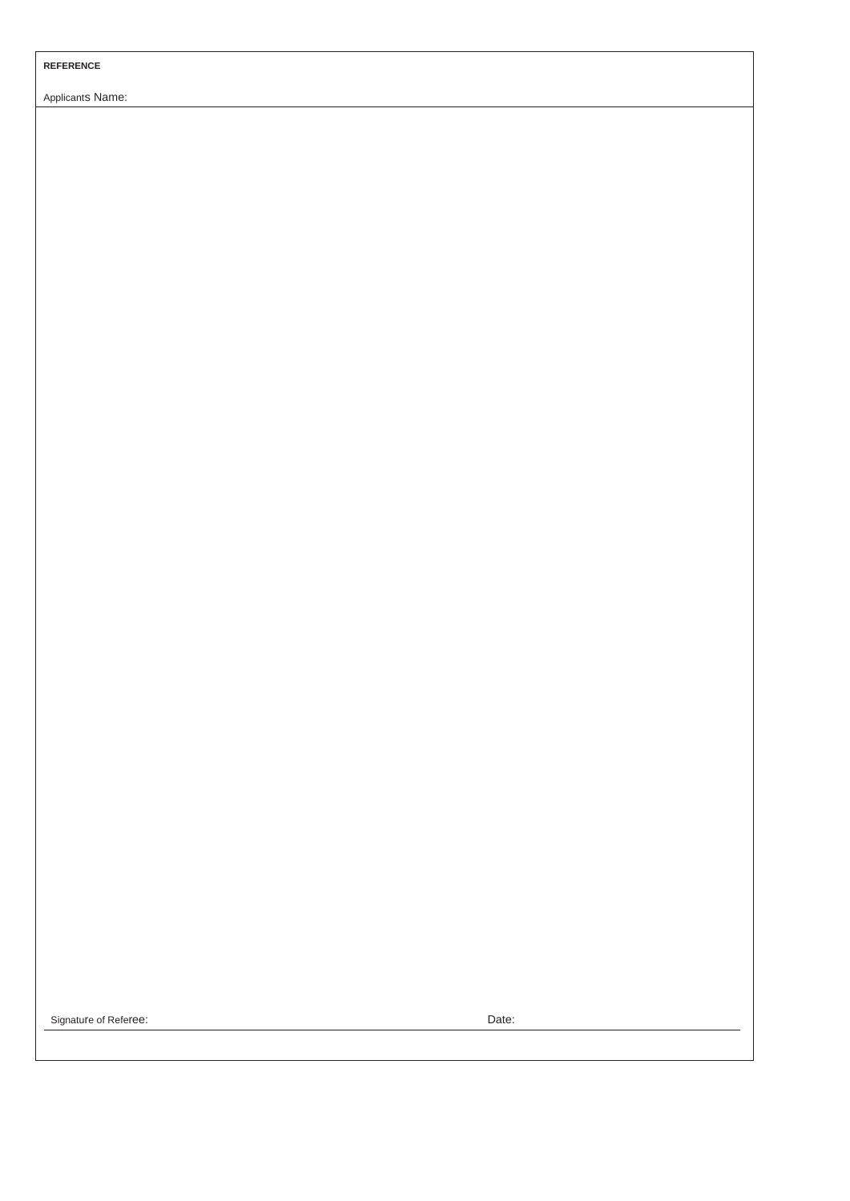**REFERENCE**

Applicants Name:

Signature of Referee: Date: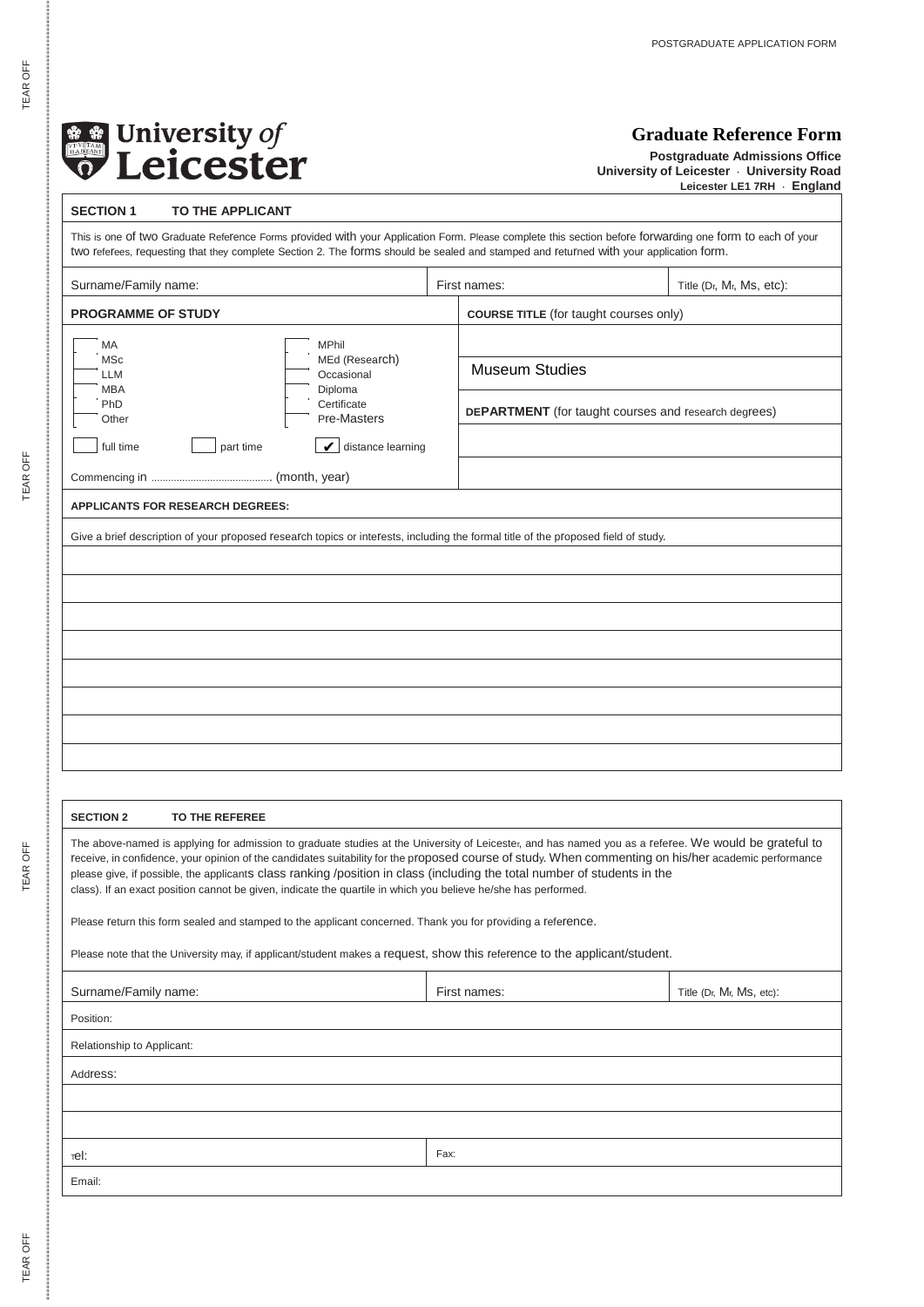University of Leicester

# Graduate Reference Form

**Postgraduate Admissions Office**
**University of Leicester · University Road**
**Leicester LE1 7RH · England**

## SECTION 1 TO THE APPLICANT

This is one of two Graduate Reference Forms provided with your Application Form. Please complete this section before forwarding one form to each of your two referees, requesting that they complete Section 2. The forms should be sealed and stamped and returned with your application form.

| Surname/Family name: | First names: | Title (Dr, Mr, Ms, etc): |
|---|---|---|

**PROGRAMME OF STUDY**

- [ ] MA
- [ ] MSc
- [ ] LLM
- [ ] MBA
- [ ] PhD
- [ ] Other
- [ ] MPhil
- [ ] MEd (Research)
- [ ] Occasional
- [ ] Diploma
- [ ] Certificate
- [ ] Pre-Masters

- [ ] full time
- [ ] part time
- [x] distance learning

Commencing in ........................................ (month, year)

**COURSE TITLE** (for taught courses only)

Museum Studies

**DEPARTMENT** (for taught courses and research degrees)

**APPLICANTS FOR RESEARCH DEGREES:**

Give a brief description of your proposed research topics or interests, including the formal title of the proposed field of study.

## SECTION 2 TO THE REFEREE

The above-named is applying for admission to graduate studies at the University of Leicester, and has named you as a referee. We would be grateful to receive, in confidence, your opinion of the candidates suitability for the proposed course of study. When commenting on his/her academic performance please give, if possible, the applicants class ranking /position in class (including the total number of students in the class). If an exact position cannot be given, indicate the quartile in which you believe he/she has performed.

Please return this form sealed and stamped to the applicant concerned. Thank you for providing a reference.

Please note that the University may, if applicant/student makes a request, show this reference to the applicant/student.

| Surname/Family name: | First names: | Title (Dr, Mr, Ms, etc): |
|---|---|---|

Position:

Relationship to Applicant:

Address:

| Tel: | Fax: |
|---|---|

Email: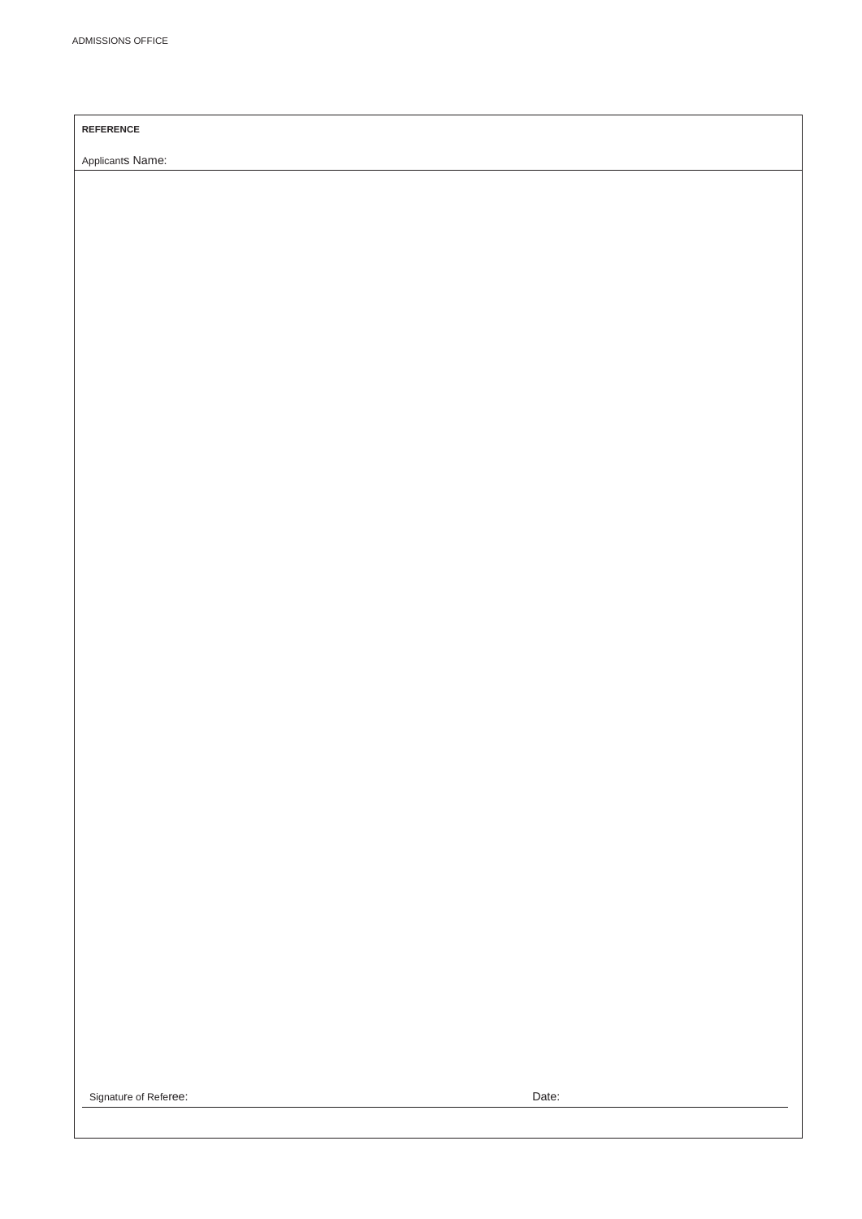ADMISSIONS OFFICE

**REFERENCE**

Applicants Name:

Signature of Referee: Date: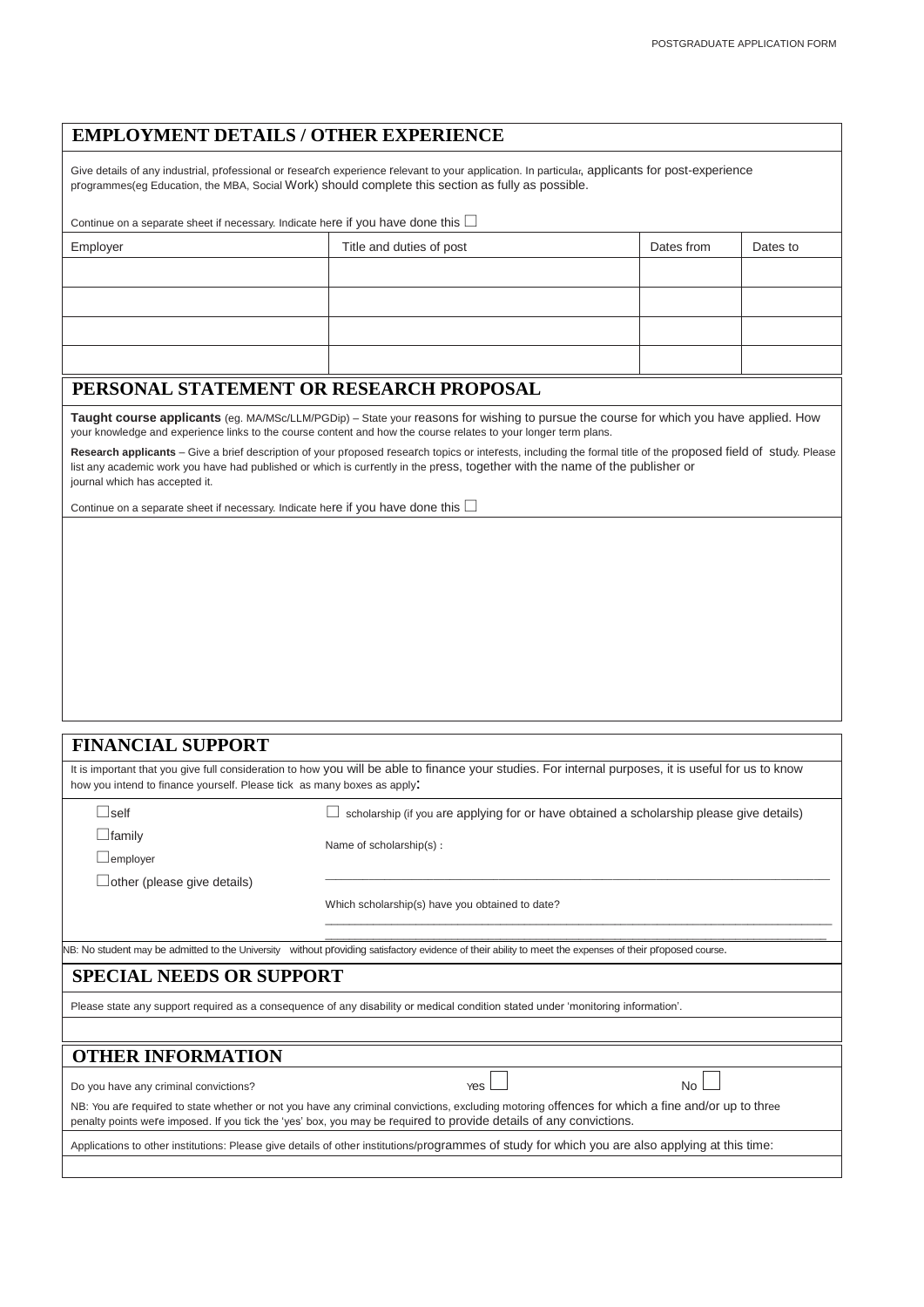## EMPLOYMENT DETAILS / OTHER EXPERIENCE

Give details of any industrial, professional or research experience relevant to your application. In particular, applicants for post-experience programmes(eg Education, the MBA, Social Work) should complete this section as fully as possible.

Continue on a separate sheet if necessary. Indicate here if you have done this ☐

| Employer | Title and duties of post | Dates from | Dates to |
|---|---|---|---|
| | | | |
| | | | |
| | | | |
| | | | |

## PERSONAL STATEMENT OR RESEARCH PROPOSAL

**Taught course applicants** (eg. MA/MSc/LLM/PGDip) – State your reasons for wishing to pursue the course for which you have applied. How your knowledge and experience links to the course content and how the course relates to your longer term plans.

**Research applicants** – Give a brief description of your proposed research topics or interests, including the formal title of the proposed field of study. Please list any academic work you have had published or which is currently in the press, together with the name of the publisher or journal which has accepted it.

Continue on a separate sheet if necessary. Indicate here if you have done this ☐

## FINANCIAL SUPPORT

It is important that you give full consideration to how you will be able to finance your studies. For internal purposes, it is useful for us to know how you intend to finance yourself. Please tick as many boxes as apply:

☐ self

☐ family

☐ employer

☐ other (please give details)

☐ scholarship (if you are applying for or have obtained a scholarship please give details)

Name of scholarship(s) :

\_\_\_\_\_\_\_\_\_\_\_\_\_\_\_\_\_\_\_\_\_\_\_\_\_\_\_\_\_\_\_\_\_\_\_\_\_\_\_\_\_\_\_\_

Which scholarship(s) have you obtained to date?

\_\_\_\_\_\_\_\_\_\_\_\_\_\_\_\_\_\_\_\_\_\_\_\_\_\_\_\_\_\_\_\_\_\_\_\_\_\_\_\_\_\_\_\_

NB: No student may be admitted to the University without providing satisfactory evidence of their ability to meet the expenses of their proposed course.

## SPECIAL NEEDS OR SUPPORT

Please state any support required as a consequence of any disability or medical condition stated under 'monitoring information'.

## OTHER INFORMATION

Do you have any criminal convictions? Yes ☐ No ☐

NB: You are required to state whether or not you have any criminal convictions, excluding motoring offences for which a fine and/or up to three penalty points were imposed. If you tick the 'yes' box, you may be required to provide details of any convictions.

Applications to other institutions: Please give details of other institutions/programmes of study for which you are also applying at this time: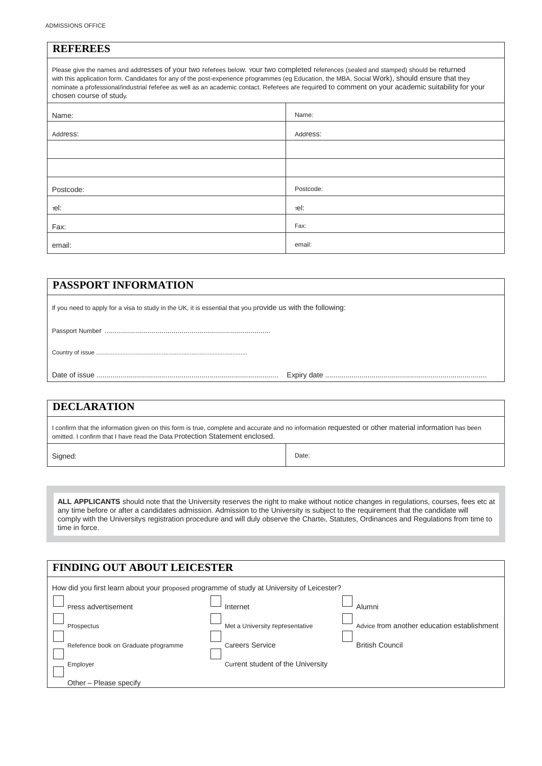## REFEREES

Please give the names and addresses of your two referees below. Your two completed references (sealed and stamped) should be returned with this application form. Candidates for any of the post-experience programmes (eg Education, the MBA, Social Work), should ensure that they nominate a professional/industrial referee as well as an academic contact. Referees are required to comment on your academic suitability for your chosen course of study.

| | |
|---|---|
| Name: | Name: |
| Address: | Address: |
| | |
| | |
| Postcode: | Postcode: |
| Tel: | Tel: |
| Fax: | Fax: |
| email: | email: |

## PASSPORT INFORMATION

If you need to apply for a visa to study in the UK, it is essential that you provide us with the following:

Passport Number ..................................................................................

Country of issue ..........................................................................................

Date of issue .......................................................................................... Expiry date ................................................................................

## DECLARATION

I confirm that the information given on this form is true, complete and accurate and no information requested or other material information has been omitted. I confirm that I have read the Data Protection Statement enclosed.

| | |
|---|---|
| Signed: | Date: |

**ALL APPLICANTS** should note that the University reserves the right to make without notice changes in regulations, courses, fees etc at any time before or after a candidates admission. Admission to the University is subject to the requirement that the candidate will comply with the Universitys registration procedure and will duly observe the Charter, Statutes, Ordinances and Regulations from time to time in force.

## FINDING OUT ABOUT LEICESTER

How did you first learn about your proposed programme of study at University of Leicester?

- ☐ Press advertisement
- ☐ Internet
- ☐ Alumni
- ☐ Prospectus
- ☐ Met a University representative
- ☐ Advice from another education establishment
- ☐ Reference book on Graduate programme
- ☐ Careers Service
- ☐ British Council
- ☐ Employer
- ☐ Current student of the University
- ☐ Other – Please specify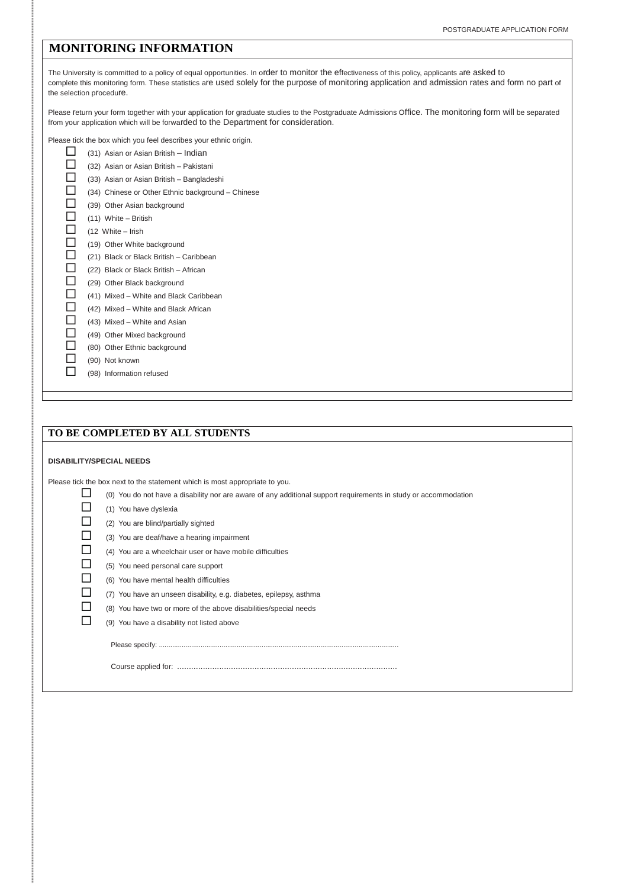## MONITORING INFORMATION

The University is committed to a policy of equal opportunities. In order to monitor the effectiveness of this policy, applicants are asked to complete this monitoring form. These statistics are used solely for the purpose of monitoring application and admission rates and form no part of the selection procedure.

Please return your form together with your application for graduate studies to the Postgraduate Admissions Office. The monitoring form will be separated from your application which will be forwarded to the Department for consideration.

Please tick the box which you feel describes your ethnic origin.

- ☐ (31) Asian or Asian British – Indian
- ☐ (32) Asian or Asian British – Pakistani
- ☐ (33) Asian or Asian British – Bangladeshi
- ☐ (34) Chinese or Other Ethnic background – Chinese
- ☐ (39) Other Asian background
- ☐ (11) White – British
- ☐ (12 White – Irish
- ☐ (19) Other White background
- ☐ (21) Black or Black British – Caribbean
- ☐ (22) Black or Black British – African
- ☐ (29) Other Black background
- ☐ (41) Mixed – White and Black Caribbean
- ☐ (42) Mixed – White and Black African
- ☐ (43) Mixed – White and Asian
- ☐ (49) Other Mixed background
- ☐ (80) Other Ethnic background
- ☐ (90) Not known
- ☐ (98) Information refused

## TO BE COMPLETED BY ALL STUDENTS

**DISABILITY/SPECIAL NEEDS**

Please tick the box next to the statement which is most appropriate to you.

- ☐ (0) You do not have a disability nor are aware of any additional support requirements in study or accommodation
- ☐ (1) You have dyslexia
- ☐ (2) You are blind/partially sighted
- ☐ (3) You are deaf/have a hearing impairment
- ☐ (4) You are a wheelchair user or have mobile difficulties
- ☐ (5) You need personal care support
- ☐ (6) You have mental health difficulties
- ☐ (7) You have an unseen disability, e.g. diabetes, epilepsy, asthma
- ☐ (8) You have two or more of the above disabilities/special needs
- ☐ (9) You have a disability not listed above

Please specify: ..........................................................................................................................

Course applied for: ..............................................................................................